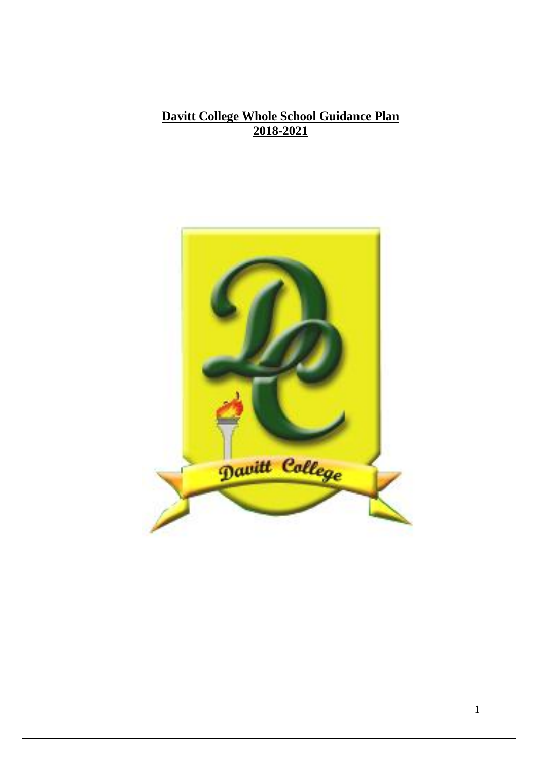# Davitt College Whole School Guidance Plan 2018-2021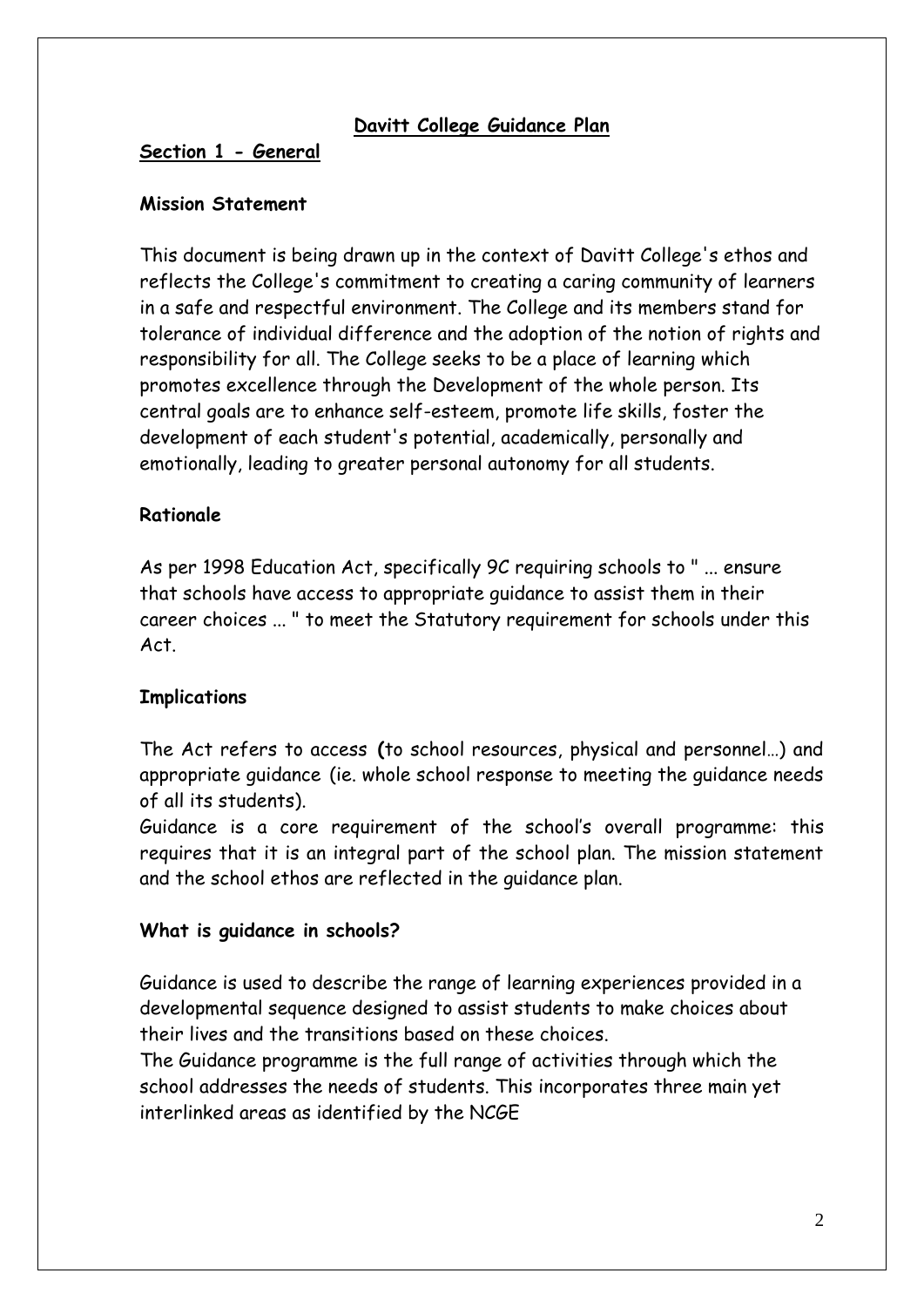## Davitt College Guidance Plan

### Section 1 - General

**Mission Statement**

This document is being drawn up in the context of Davitt College's ethos and reflects the College's commitment to creating a caring community of learners in a safe and respectful environment. The College and its members stand for tolerance of individual difference and the adoption of the notion of rights and responsibility for all. The College seeks to be a place of learning which promotes excellence through the Development of the whole person. Its central goals are to enhance self-esteem, promote life skills, foster the development of each student's potential, academically, personally and emotionally, leading to greater personal autonomy for all students.

**Rationale**

As per 1998 Education Act, specifically 9C requiring schools to " ... ensure that schools have access to appropriate guidance to assist them in their career choices ... " to meet the Statutory requirement for schools under this Act.

**Implications**

The Act refers to access **(**to school resources, physical and personnel…) and appropriate guidance (ie. whole school response to meeting the guidance needs of all its students).
Guidance is a core requirement of the school's overall programme: this requires that it is an integral part of the school plan. The mission statement and the school ethos are reflected in the guidance plan.

**What is guidance in schools?**

Guidance is used to describe the range of learning experiences provided in a developmental sequence designed to assist students to make choices about their lives and the transitions based on these choices.
The Guidance programme is the full range of activities through which the school addresses the needs of students. This incorporates three main yet interlinked areas as identified by the NCGE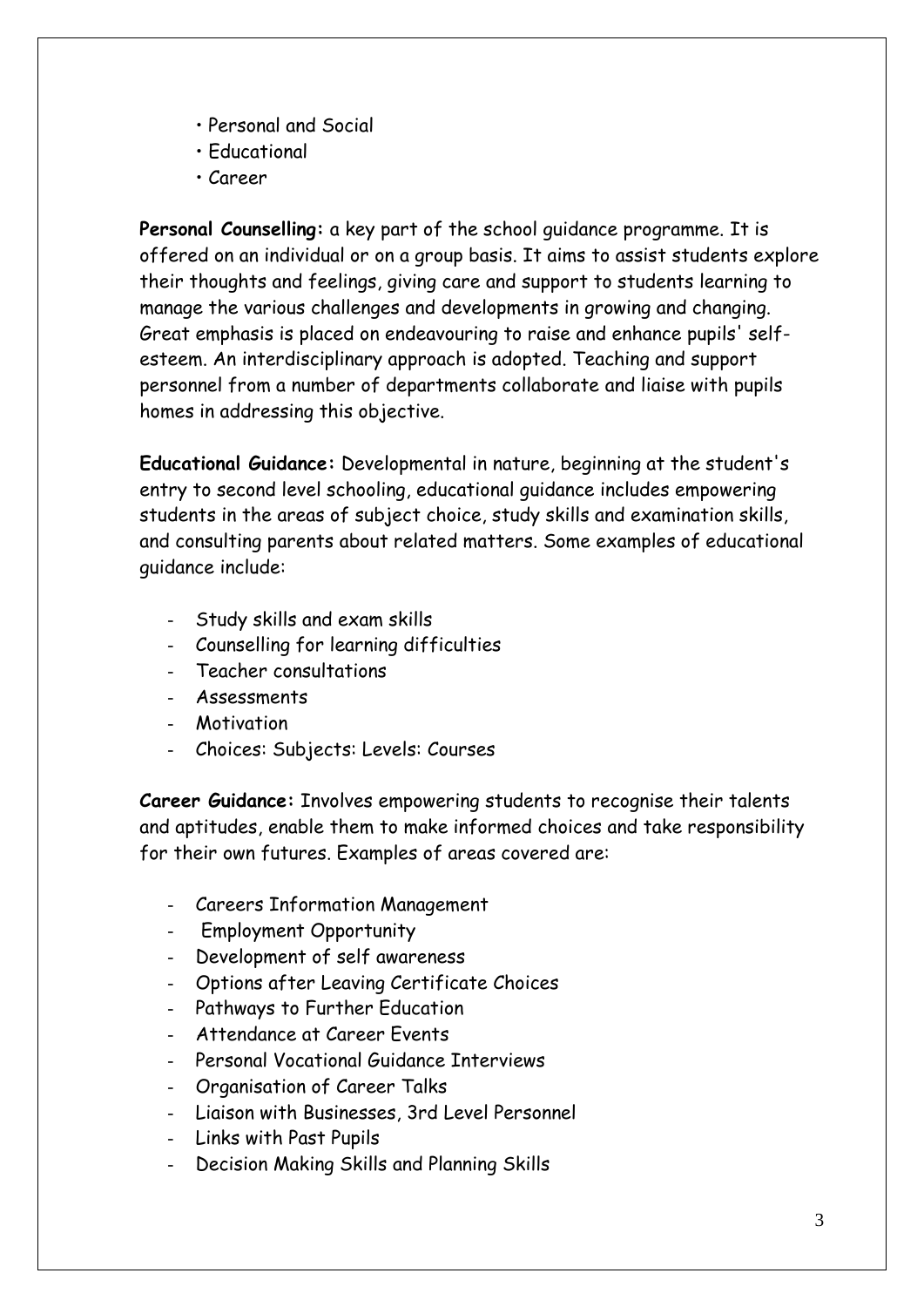- Personal and Social
- Educational
- Career

**Personal Counselling:** a key part of the school guidance programme. It is offered on an individual or on a group basis. It aims to assist students explore their thoughts and feelings, giving care and support to students learning to manage the various challenges and developments in growing and changing. Great emphasis is placed on endeavouring to raise and enhance pupils' self-esteem. An interdisciplinary approach is adopted. Teaching and support personnel from a number of departments collaborate and liaise with pupils homes in addressing this objective.

**Educational Guidance:** Developmental in nature, beginning at the student's entry to second level schooling, educational guidance includes empowering students in the areas of subject choice, study skills and examination skills, and consulting parents about related matters. Some examples of educational guidance include:

- Study skills and exam skills
- Counselling for learning difficulties
- Teacher consultations
- Assessments
- Motivation
- Choices: Subjects: Levels: Courses

**Career Guidance:** Involves empowering students to recognise their talents and aptitudes, enable them to make informed choices and take responsibility for their own futures. Examples of areas covered are:

- Careers Information Management
- Employment Opportunity
- Development of self awareness
- Options after Leaving Certificate Choices
- Pathways to Further Education
- Attendance at Career Events
- Personal Vocational Guidance Interviews
- Organisation of Career Talks
- Liaison with Businesses, 3rd Level Personnel
- Links with Past Pupils
- Decision Making Skills and Planning Skills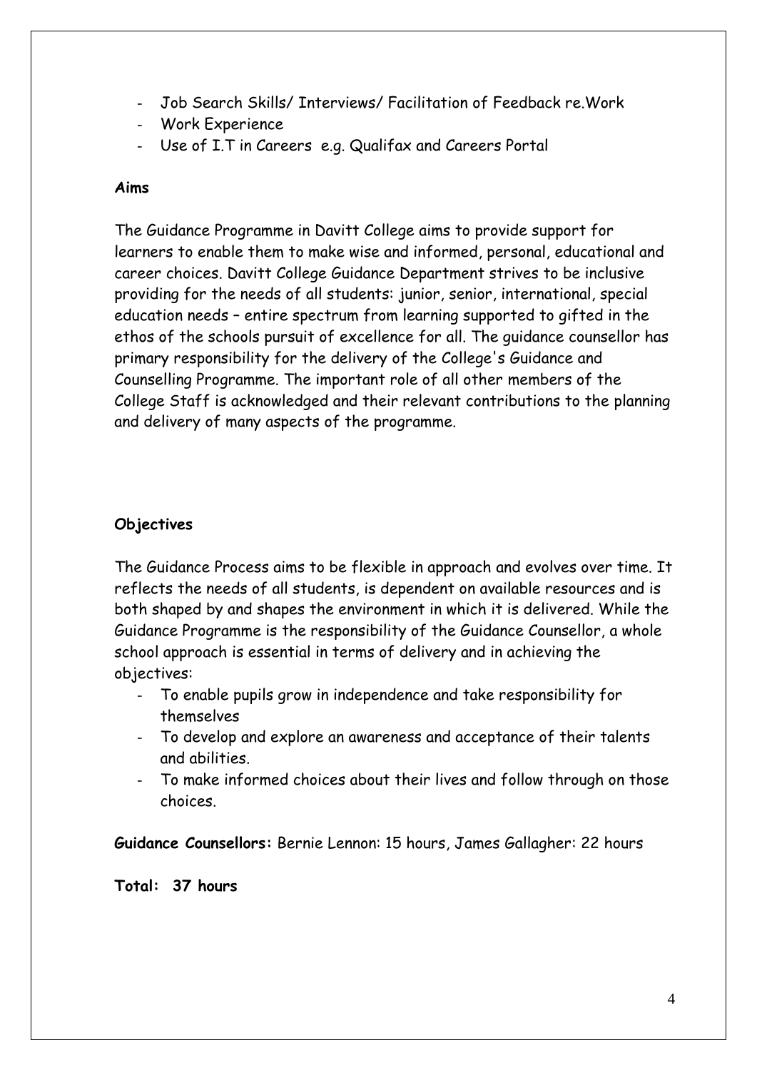- Job Search Skills/ Interviews/ Facilitation of Feedback re.Work
- Work Experience
- Use of I.T in Careers e.g. Qualifax and Careers Portal

**Aims**

The Guidance Programme in Davitt College aims to provide support for learners to enable them to make wise and informed, personal, educational and career choices. Davitt College Guidance Department strives to be inclusive providing for the needs of all students: junior, senior, international, special education needs – entire spectrum from learning supported to gifted in the ethos of the schools pursuit of excellence for all. The guidance counsellor has primary responsibility for the delivery of the College's Guidance and Counselling Programme. The important role of all other members of the College Staff is acknowledged and their relevant contributions to the planning and delivery of many aspects of the programme.

**Objectives**

The Guidance Process aims to be flexible in approach and evolves over time. It reflects the needs of all students, is dependent on available resources and is both shaped by and shapes the environment in which it is delivered. While the Guidance Programme is the responsibility of the Guidance Counsellor, a whole school approach is essential in terms of delivery and in achieving the objectives:

- To enable pupils grow in independence and take responsibility for themselves
- To develop and explore an awareness and acceptance of their talents and abilities.
- To make informed choices about their lives and follow through on those choices.

**Guidance Counsellors:** Bernie Lennon: 15 hours, James Gallagher: 22 hours

**Total: 37 hours**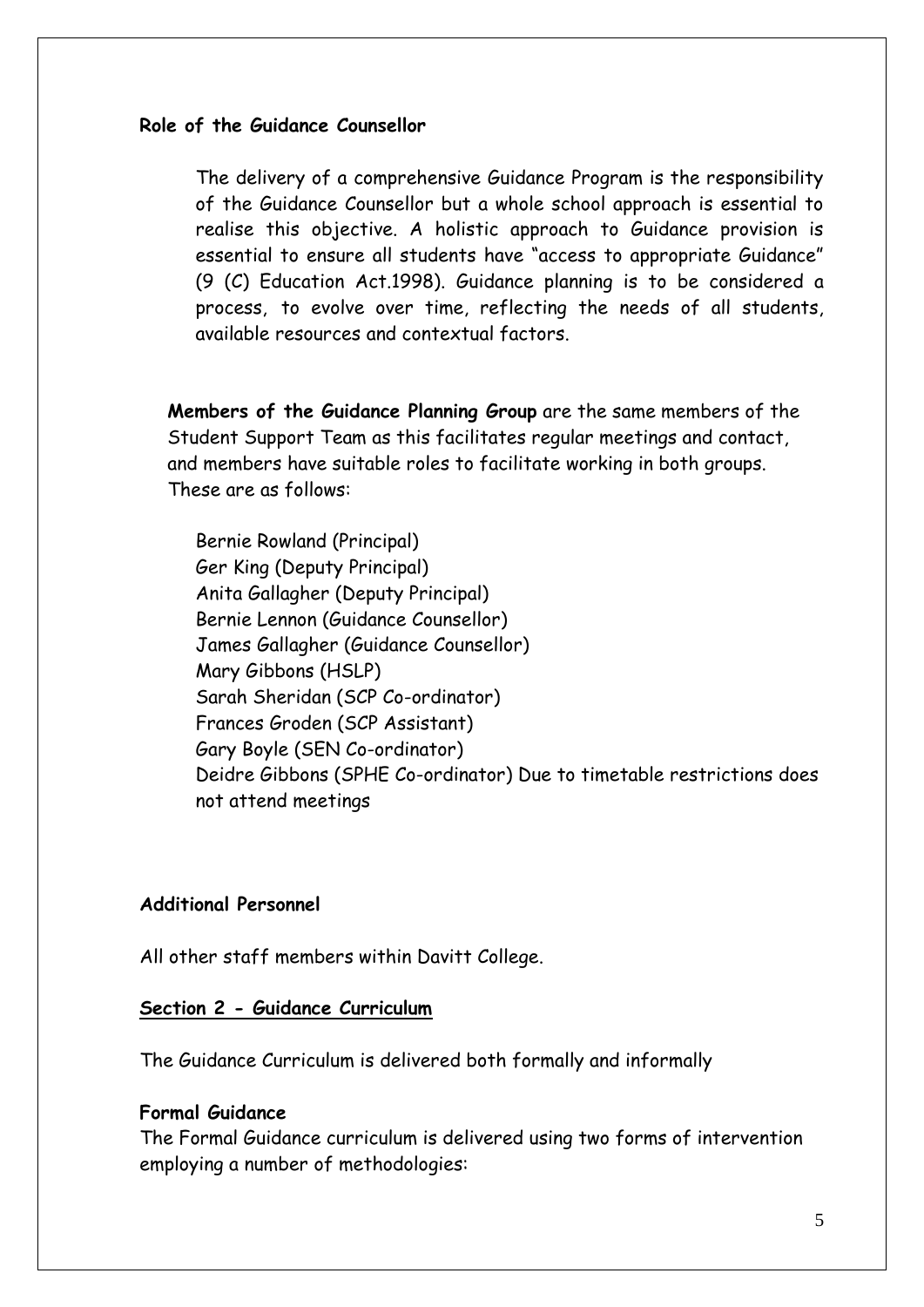### Role of the Guidance Counsellor

The delivery of a comprehensive Guidance Program is the responsibility of the Guidance Counsellor but a whole school approach is essential to realise this objective. A holistic approach to Guidance provision is essential to ensure all students have "access to appropriate Guidance" (9 (C) Education Act.1998). Guidance planning is to be considered a process, to evolve over time, reflecting the needs of all students, available resources and contextual factors.

**Members of the Guidance Planning Group** are the same members of the Student Support Team as this facilitates regular meetings and contact, and members have suitable roles to facilitate working in both groups. These are as follows:

Bernie Rowland (Principal)
Ger King (Deputy Principal)
Anita Gallagher (Deputy Principal)
Bernie Lennon (Guidance Counsellor)
James Gallagher (Guidance Counsellor)
Mary Gibbons (HSLP)
Sarah Sheridan (SCP Co-ordinator)
Frances Groden (SCP Assistant)
Gary Boyle (SEN Co-ordinator)
Deidre Gibbons (SPHE Co-ordinator) Due to timetable restrictions does not attend meetings

### Additional Personnel

All other staff members within Davitt College.

## Section 2 - Guidance Curriculum

The Guidance Curriculum is delivered both formally and informally

### Formal Guidance

The Formal Guidance curriculum is delivered using two forms of intervention employing a number of methodologies: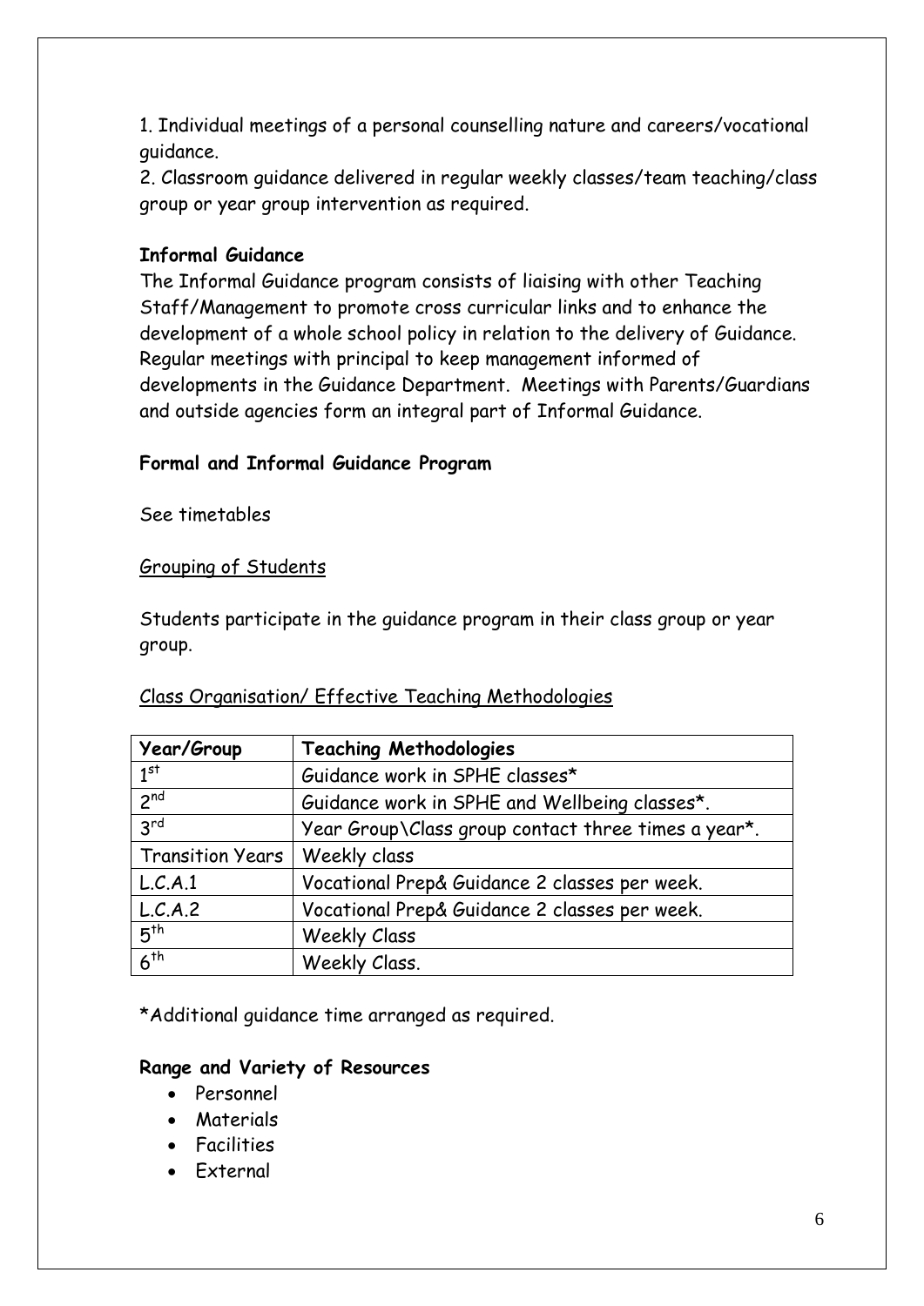1. Individual meetings of a personal counselling nature and careers/vocational guidance.

2. Classroom guidance delivered in regular weekly classes/team teaching/class group or year group intervention as required.

**Informal Guidance**

The Informal Guidance program consists of liaising with other Teaching Staff/Management to promote cross curricular links and to enhance the development of a whole school policy in relation to the delivery of Guidance. Regular meetings with principal to keep management informed of developments in the Guidance Department. Meetings with Parents/Guardians and outside agencies form an integral part of Informal Guidance.

**Formal and Informal Guidance Program**

See timetables

<u>Grouping of Students</u>

Students participate in the guidance program in their class group or year group.

<u>Class Organisation/ Effective Teaching Methodologies</u>

| Year/Group | Teaching Methodologies |
|---|---|
| 1st | Guidance work in SPHE classes* |
| 2nd | Guidance work in SPHE and Wellbeing classes*. |
| 3rd | Year Group\Class group contact three times a year*. |
| Transition Years | Weekly class |
| L.C.A.1 | Vocational Prep& Guidance 2 classes per week. |
| L.C.A.2 | Vocational Prep& Guidance 2 classes per week. |
| 5th | Weekly Class |
| 6th | Weekly Class. |

*Additional guidance time arranged as required.

**Range and Variety of Resources**

- Personnel
- Materials
- Facilities
- External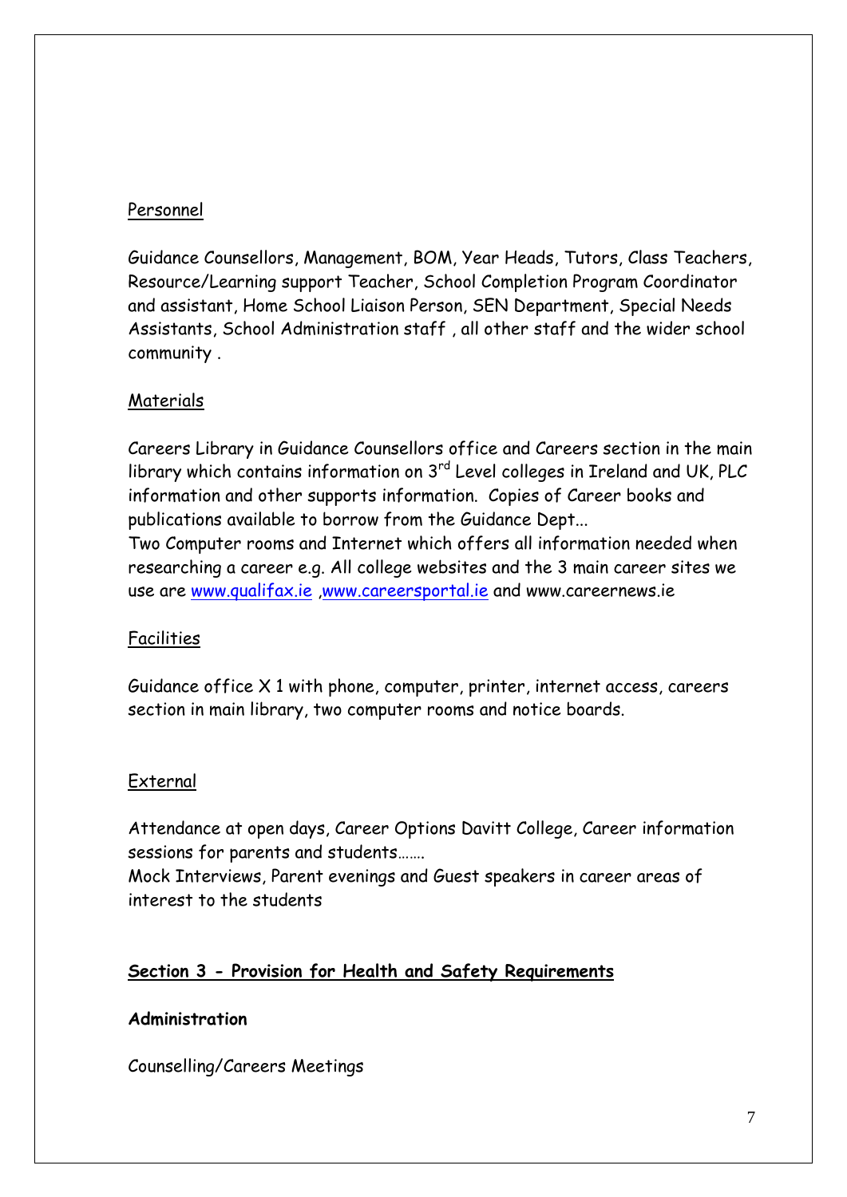Personnel

Guidance Counsellors, Management, BOM, Year Heads, Tutors, Class Teachers, Resource/Learning support Teacher, School Completion Program Coordinator and assistant, Home School Liaison Person, SEN Department, Special Needs Assistants, School Administration staff , all other staff and the wider school community .

Materials

Careers Library in Guidance Counsellors office and Careers section in the main library which contains information on 3rd Level colleges in Ireland and UK, PLC information and other supports information. Copies of Career books and publications available to borrow from the Guidance Dept...
Two Computer rooms and Internet which offers all information needed when researching a career e.g. All college websites and the 3 main career sites we use are www.qualifax.ie ,www.careersportal.ie and www.careernews.ie

Facilities

Guidance office X 1 with phone, computer, printer, internet access, careers section in main library, two computer rooms and notice boards.

External

Attendance at open days, Career Options Davitt College, Career information sessions for parents and students…….
Mock Interviews, Parent evenings and Guest speakers in career areas of interest to the students

## Section 3 - Provision for Health and Safety Requirements

**Administration**

Counselling/Careers Meetings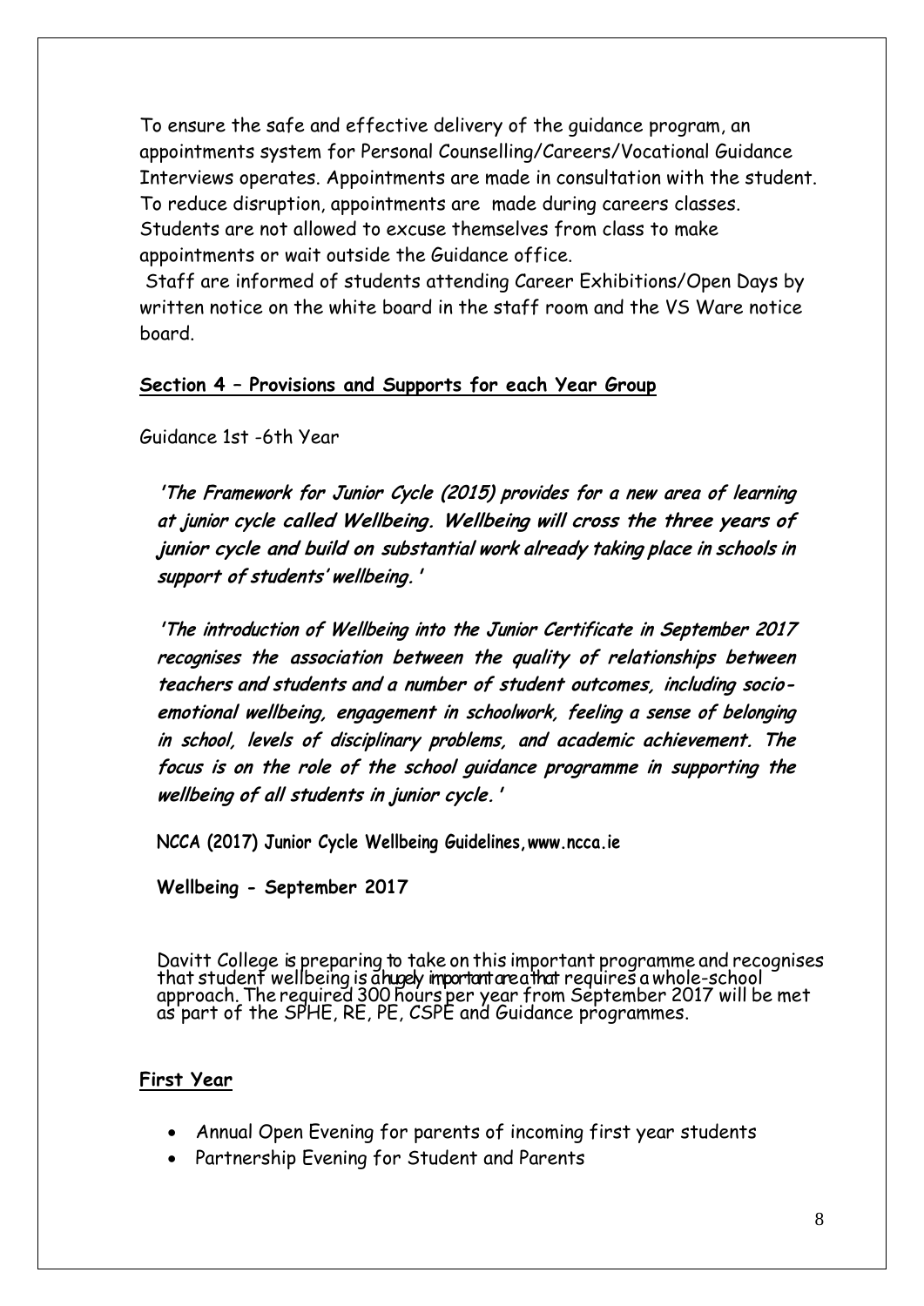To ensure the safe and effective delivery of the guidance program, an appointments system for Personal Counselling/Careers/Vocational Guidance Interviews operates. Appointments are made in consultation with the student. To reduce disruption, appointments are made during careers classes. Students are not allowed to excuse themselves from class to make appointments or wait outside the Guidance office.

Staff are informed of students attending Career Exhibitions/Open Days by written notice on the white board in the staff room and the VS Ware notice board.

## Section 4 – Provisions and Supports for each Year Group

Guidance 1st -6th Year

***'The Framework for Junior Cycle (2015) provides for a new area of learning at junior cycle called Wellbeing. Wellbeing will cross the three years of junior cycle and build on substantial work already taking place in schools in support of students' wellbeing.'***

***'The introduction of Wellbeing into the Junior Certificate in September 2017 recognises the association between the quality of relationships between teachers and students and a number of student outcomes, including socio-emotional wellbeing, engagement in schoolwork, feeling a sense of belonging in school, levels of disciplinary problems, and academic achievement. The focus is on the role of the school guidance programme in supporting the wellbeing of all students in junior cycle.'***

**NCCA (2017) Junior Cycle Wellbeing Guidelines,www.ncca.ie**

**Wellbeing - September 2017**

Davitt College is preparing to take on this important programme and recognises that student wellbeing is a hugely important area that requires a whole-school approach. The required 300 hours per year from September 2017 will be met as part of the SPHE, RE, PE, CSPE and Guidance programmes.

### First Year

- Annual Open Evening for parents of incoming first year students
- Partnership Evening for Student and Parents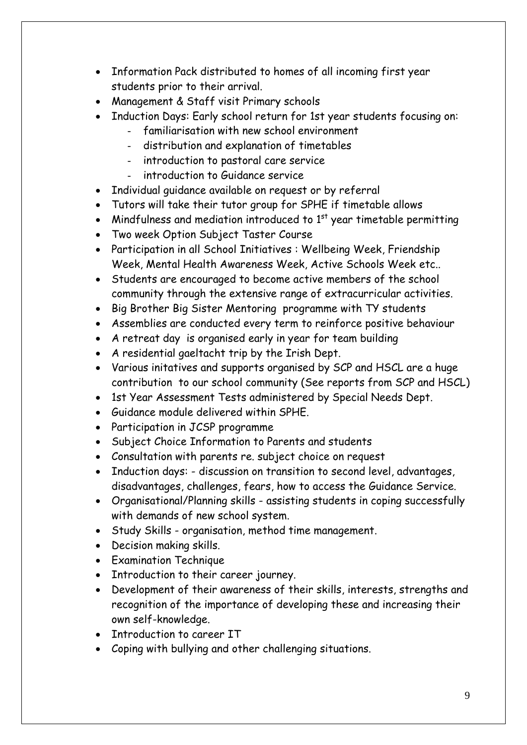- Information Pack distributed to homes of all incoming first year students prior to their arrival.
- Management & Staff visit Primary schools
- Induction Days: Early school return for 1st year students focusing on:
    - familiarisation with new school environment
    - distribution and explanation of timetables
    - introduction to pastoral care service
    - introduction to Guidance service
- Individual guidance available on request or by referral
- Tutors will take their tutor group for SPHE if timetable allows
- Mindfulness and mediation introduced to 1st year timetable permitting
- Two week Option Subject Taster Course
- Participation in all School Initiatives : Wellbeing Week, Friendship Week, Mental Health Awareness Week, Active Schools Week etc..
- Students are encouraged to become active members of the school community through the extensive range of extracurricular activities.
- Big Brother Big Sister Mentoring programme with TY students
- Assemblies are conducted every term to reinforce positive behaviour
- A retreat day is organised early in year for team building
- A residential gaeltacht trip by the Irish Dept.
- Various initatives and supports organised by SCP and HSCL are a huge contribution to our school community (See reports from SCP and HSCL)
- 1st Year Assessment Tests administered by Special Needs Dept.
- Guidance module delivered within SPHE.
- Participation in JCSP programme
- Subject Choice Information to Parents and students
- Consultation with parents re. subject choice on request
- Induction days: - discussion on transition to second level, advantages, disadvantages, challenges, fears, how to access the Guidance Service.
- Organisational/Planning skills - assisting students in coping successfully with demands of new school system.
- Study Skills - organisation, method time management.
- Decision making skills.
- Examination Technique
- Introduction to their career journey.
- Development of their awareness of their skills, interests, strengths and recognition of the importance of developing these and increasing their own self-knowledge.
- Introduction to career IT
- Coping with bullying and other challenging situations.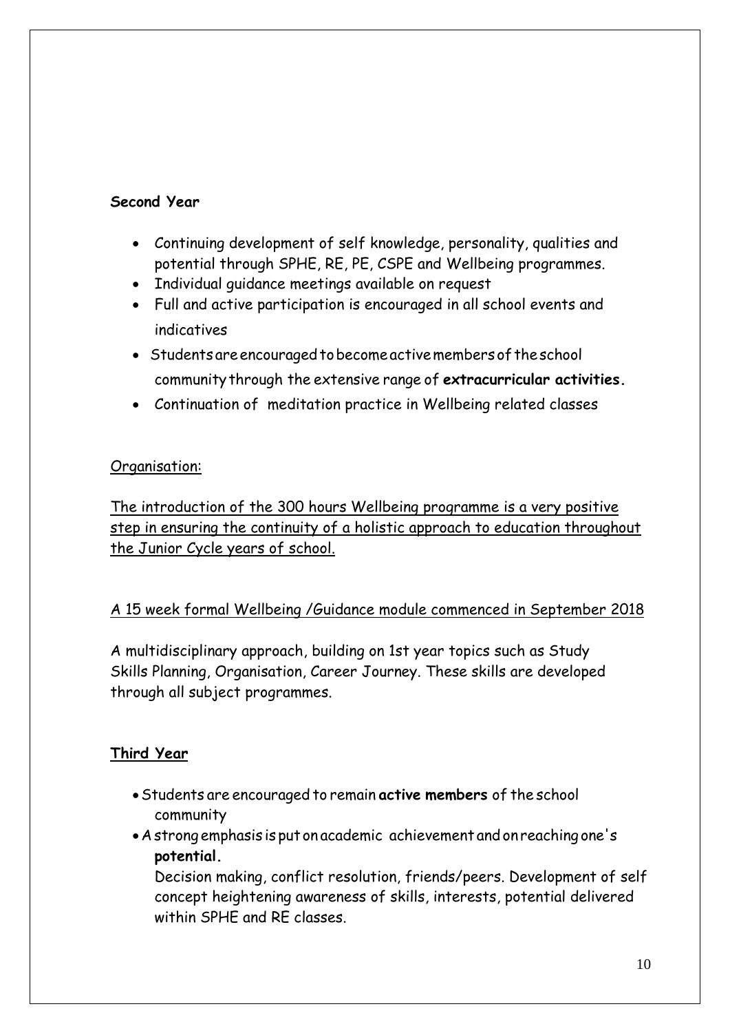**Second Year**

- Continuing development of self knowledge, personality, qualities and potential through SPHE, RE, PE, CSPE and Wellbeing programmes.
- Individual guidance meetings available on request
- Full and active participation is encouraged in all school events and indicatives
- Students are encouraged to become active members of the school community through the extensive range of **extracurricular activities.**
- Continuation of meditation practice in Wellbeing related classes

<u>Organisation:</u>

<u>The introduction of the 300 hours Wellbeing programme is a very positive step in ensuring the continuity of a holistic approach to education throughout the Junior Cycle years of school.</u>

<u>A 15 week formal Wellbeing /Guidance module commenced in September 2018</u>

A multidisciplinary approach, building on 1st year topics such as Study Skills Planning, Organisation, Career Journey. These skills are developed through all subject programmes.

**<u>Third Year</u>**

- Students are encouraged to remain **active members** of the school community
- A strong emphasis is put on academic achievement and on reaching one's **potential.**

  Decision making, conflict resolution, friends/peers. Development of self concept heightening awareness of skills, interests, potential delivered within SPHE and RE classes.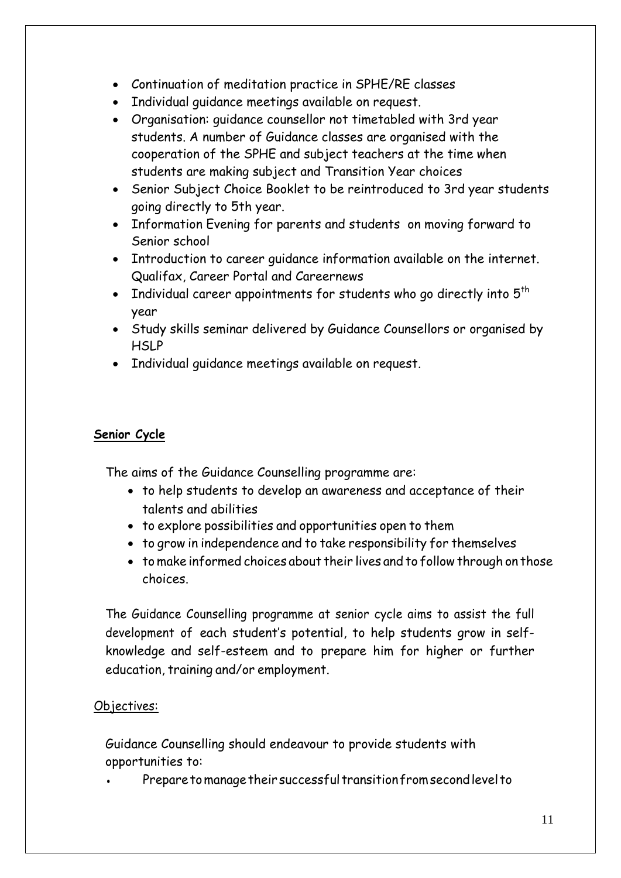- Continuation of meditation practice in SPHE/RE classes
- Individual guidance meetings available on request.
- Organisation: guidance counsellor not timetabled with 3rd year students. A number of Guidance classes are organised with the cooperation of the SPHE and subject teachers at the time when students are making subject and Transition Year choices
- Senior Subject Choice Booklet to be reintroduced to 3rd year students going directly to 5th year.
- Information Evening for parents and students on moving forward to Senior school
- Introduction to career guidance information available on the internet. Qualifax, Career Portal and Careernews
- Individual career appointments for students who go directly into 5th year
- Study skills seminar delivered by Guidance Counsellors or organised by HSLP
- Individual guidance meetings available on request.

**Senior Cycle**

The aims of the Guidance Counselling programme are:

- to help students to develop an awareness and acceptance of their talents and abilities
- to explore possibilities and opportunities open to them
- to grow in independence and to take responsibility for themselves
- to make informed choices about their lives and to follow through on those choices.

The Guidance Counselling programme at senior cycle aims to assist the full development of each student's potential, to help students grow in self-knowledge and self-esteem and to prepare him for higher or further education, training and/or employment.

Objectives:

Guidance Counselling should endeavour to provide students with opportunities to:

- Prepare to manage their successful transition from second level to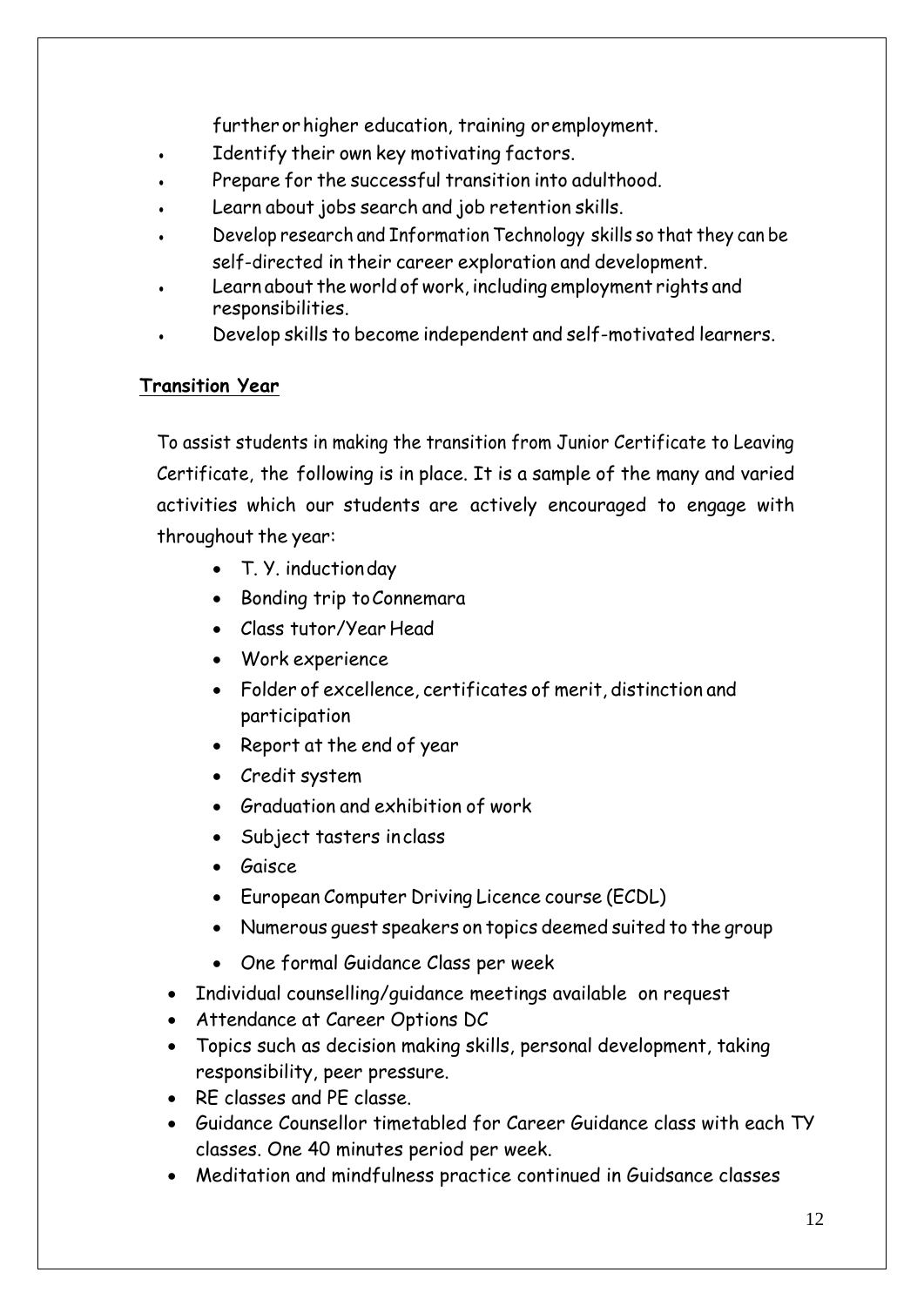further or higher education, training or employment.

- Identify their own key motivating factors.
- Prepare for the successful transition into adulthood.
- Learn about jobs search and job retention skills.
- Develop research and Information Technology skills so that they can be self-directed in their career exploration and development.
- Learn about the world of work, including employment rights and responsibilities.
- Develop skills to become independent and self-motivated learners.

**Transition Year**

To assist students in making the transition from Junior Certificate to Leaving Certificate, the following is in place. It is a sample of the many and varied activities which our students are actively encouraged to engage with throughout the year:

- T. Y. induction day
- Bonding trip to Connemara
- Class tutor/Year Head
- Work experience
- Folder of excellence, certificates of merit, distinction and participation
- Report at the end of year
- Credit system
- Graduation and exhibition of work
- Subject tasters in class
- Gaisce
- European Computer Driving Licence course (ECDL)
- Numerous guest speakers on topics deemed suited to the group
- One formal Guidance Class per week
- Individual counselling/guidance meetings available on request
- Attendance at Career Options DC
- Topics such as decision making skills, personal development, taking responsibility, peer pressure.
- RE classes and PE classe.
- Guidance Counsellor timetabled for Career Guidance class with each TY classes. One 40 minutes period per week.
- Meditation and mindfulness practice continued in Guidsance classes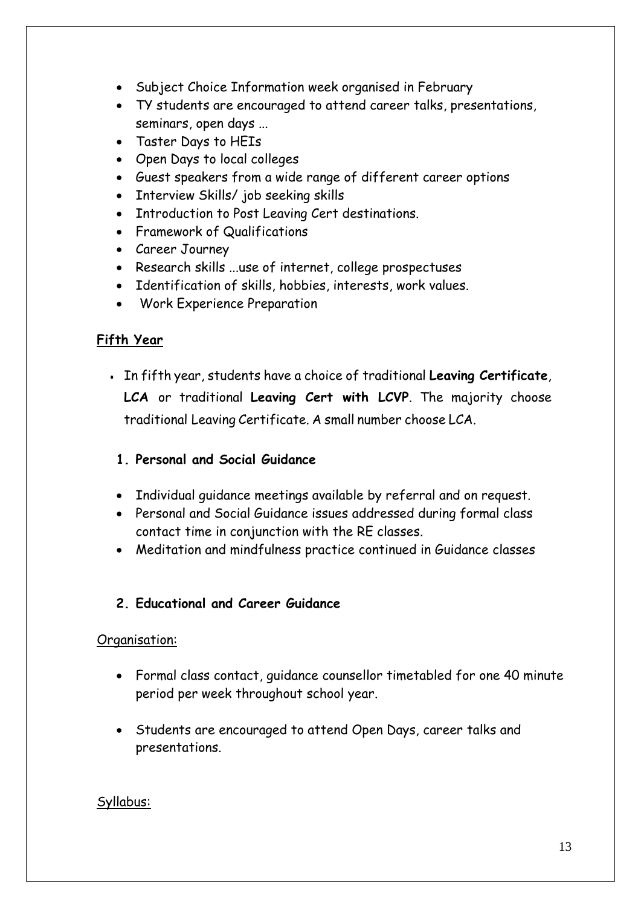- Subject Choice Information week organised in February
- TY students are encouraged to attend career talks, presentations, seminars, open days ...
- Taster Days to HEIs
- Open Days to local colleges
- Guest speakers from a wide range of different career options
- Interview Skills/ job seeking skills
- Introduction to Post Leaving Cert destinations.
- Framework of Qualifications
- Career Journey
- Research skills ...use of internet, college prospectuses
- Identification of skills, hobbies, interests, work values.
- Work Experience Preparation

## Fifth Year

- In fifth year, students have a choice of traditional **Leaving Certificate**, **LCA** or traditional **Leaving Cert with LCVP**. The majority choose traditional Leaving Certificate. A small number choose LCA.

### 1. Personal and Social Guidance

- Individual guidance meetings available by referral and on request.
- Personal and Social Guidance issues addressed during formal class contact time in conjunction with the RE classes.
- Meditation and mindfulness practice continued in Guidance classes

### 2. Educational and Career Guidance

Organisation:

- Formal class contact, guidance counsellor timetabled for one 40 minute period per week throughout school year.
- Students are encouraged to attend Open Days, career talks and presentations.

Syllabus: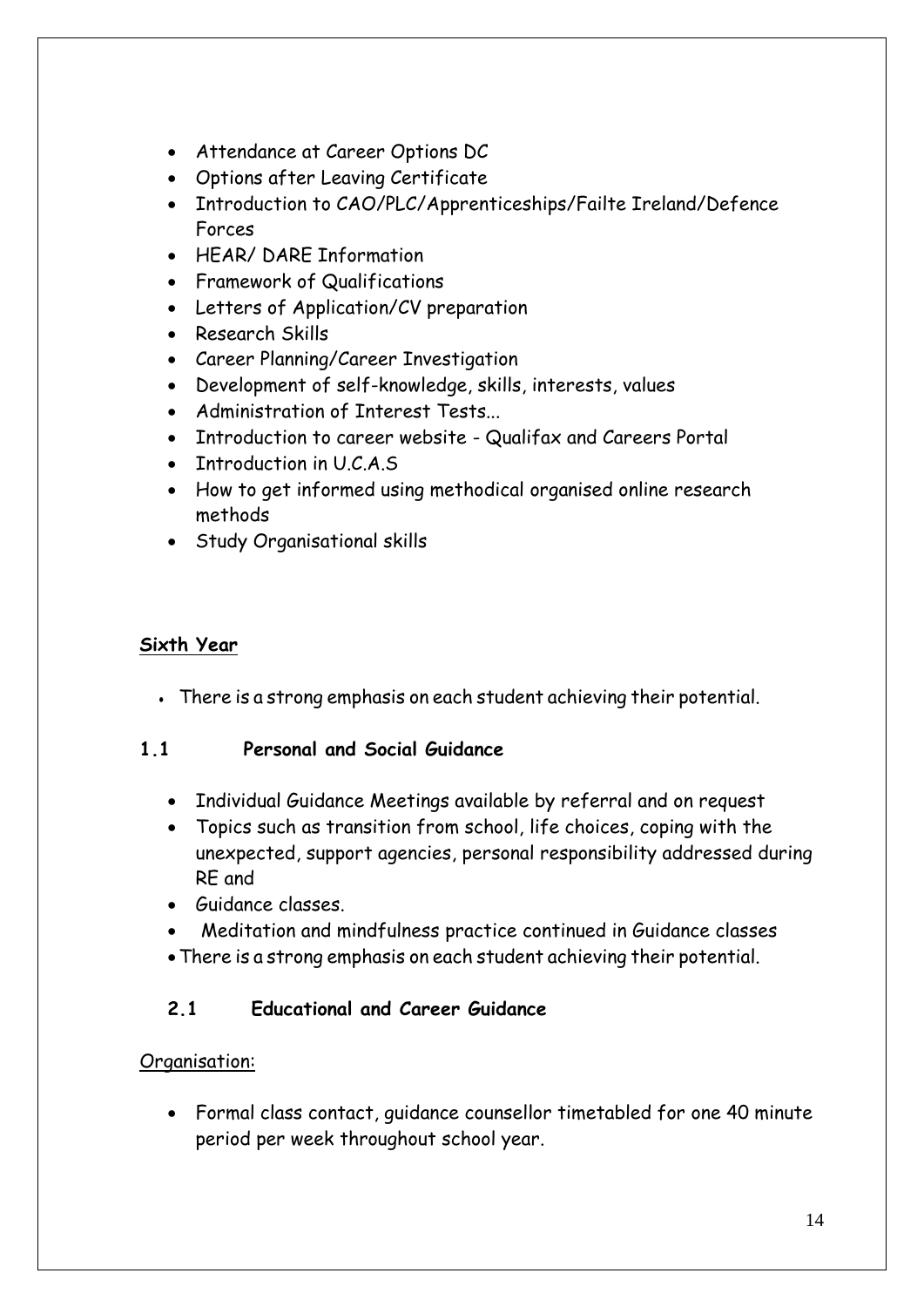- Attendance at Career Options DC
- Options after Leaving Certificate
- Introduction to CAO/PLC/Apprenticeships/Failte Ireland/Defence Forces
- HEAR/ DARE Information
- Framework of Qualifications
- Letters of Application/CV preparation
- Research Skills
- Career Planning/Career Investigation
- Development of self-knowledge, skills, interests, values
- Administration of Interest Tests...
- Introduction to career website - Qualifax and Careers Portal
- Introduction in U.C.A.S
- How to get informed using methodical organised online research methods
- Study Organisational skills

## **Sixth Year**

- There is a strong emphasis on each student achieving their potential.

### 1.1 Personal and Social Guidance

- Individual Guidance Meetings available by referral and on request
- Topics such as transition from school, life choices, coping with the unexpected, support agencies, personal responsibility addressed during RE and
- Guidance classes.
- Meditation and mindfulness practice continued in Guidance classes
- There is a strong emphasis on each student achieving their potential.

### 2.1 Educational and Career Guidance

Organisation:

- Formal class contact, guidance counsellor timetabled for one 40 minute period per week throughout school year.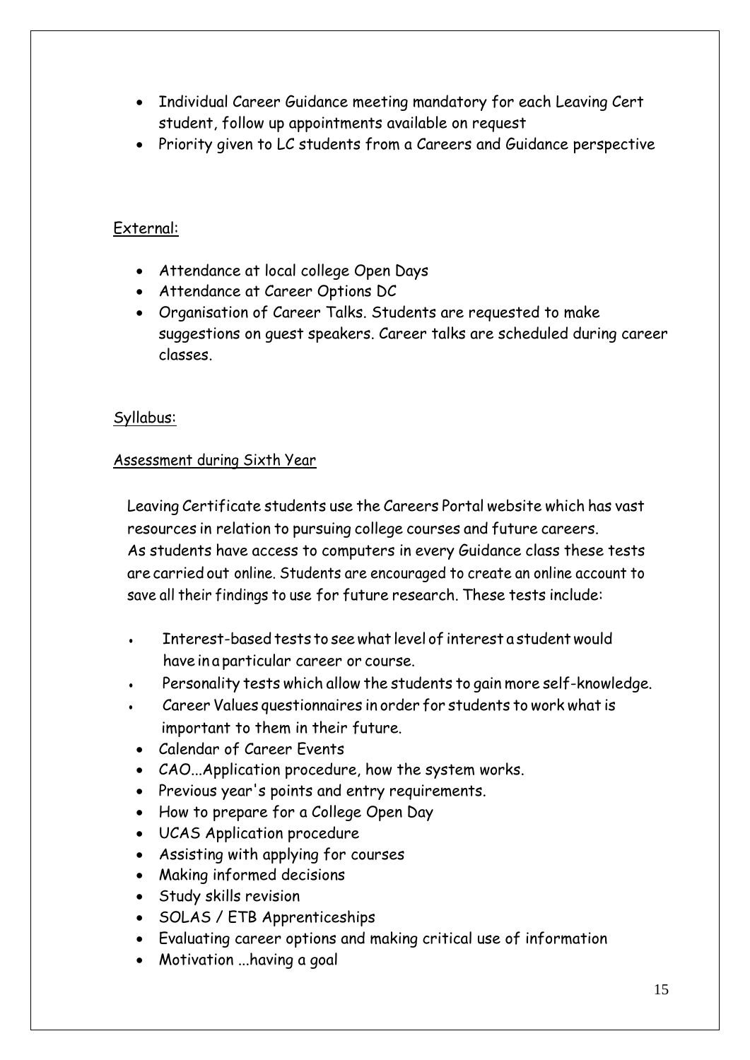- Individual Career Guidance meeting mandatory for each Leaving Cert student, follow up appointments available on request
- Priority given to LC students from a Careers and Guidance perspective

<u>External:</u>

- Attendance at local college Open Days
- Attendance at Career Options DC
- Organisation of Career Talks. Students are requested to make suggestions on guest speakers. Career talks are scheduled during career classes.

<u>Syllabus:</u>

<u>Assessment during Sixth Year</u>

Leaving Certificate students use the Careers Portal website which has vast resources in relation to pursuing college courses and future careers. As students have access to computers in every Guidance class these tests are carried out online. Students are encouraged to create an online account to save all their findings to use for future research. These tests include:

- Interest-based tests to see what level of interest a student would have in a particular career or course.
- Personality tests which allow the students to gain more self-knowledge.
- Career Values questionnaires in order for students to work what is important to them in their future.
- Calendar of Career Events
- CAO...Application procedure, how the system works.
- Previous year's points and entry requirements.
- How to prepare for a College Open Day
- UCAS Application procedure
- Assisting with applying for courses
- Making informed decisions
- Study skills revision
- SOLAS / ETB Apprenticeships
- Evaluating career options and making critical use of information
- Motivation ...having a goal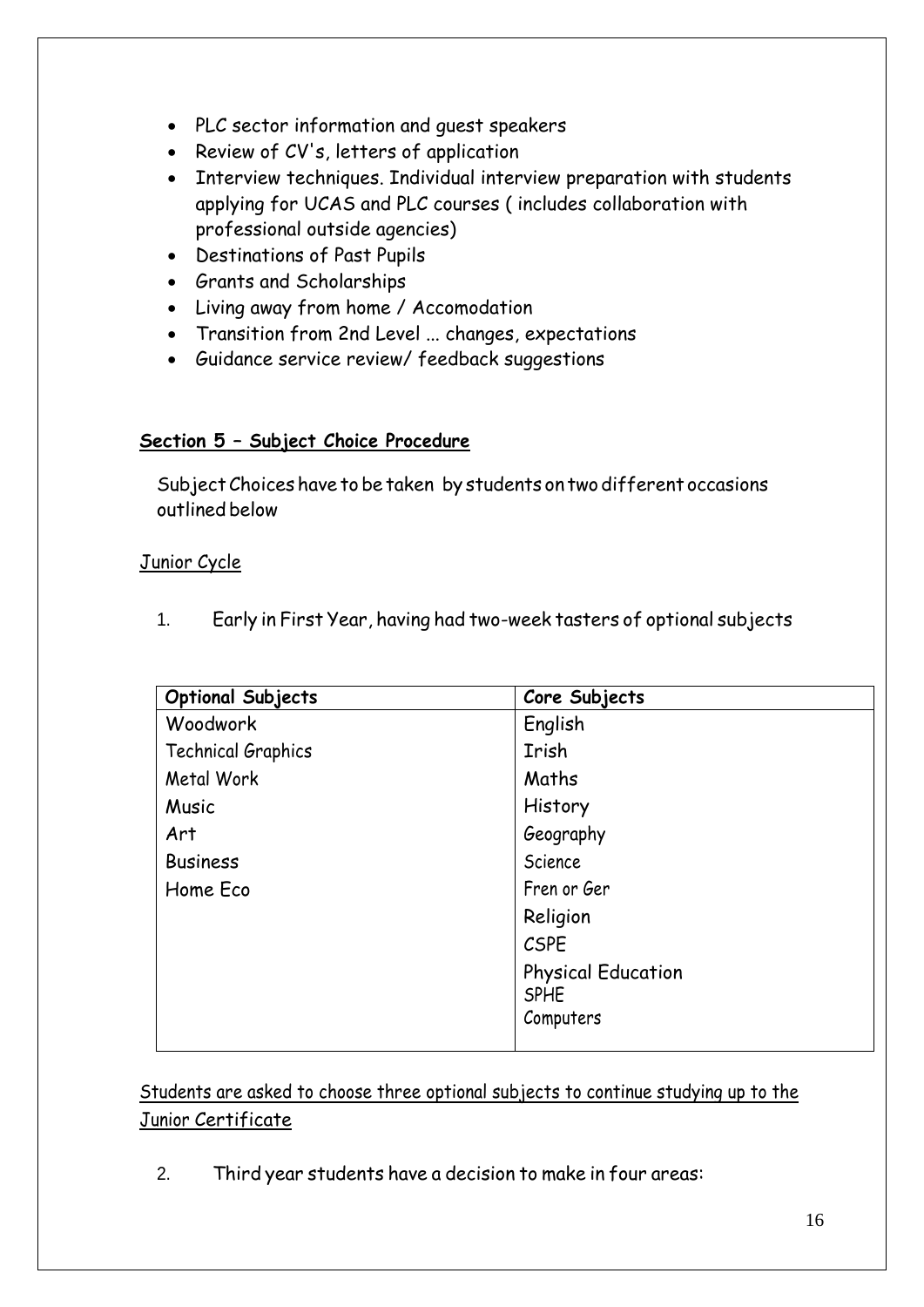- PLC sector information and guest speakers
- Review of CV's, letters of application
- Interview techniques. Individual interview preparation with students applying for UCAS and PLC courses ( includes collaboration with professional outside agencies)
- Destinations of Past Pupils
- Grants and Scholarships
- Living away from home / Accomodation
- Transition from 2nd Level ... changes, expectations
- Guidance service review/ feedback suggestions

## **Section 5 – Subject Choice Procedure**

Subject Choices have to be taken by students on two different occasions outlined below

Junior Cycle

1. Early in First Year, having had two-week tasters of optional subjects

| **Optional Subjects** | **Core Subjects** |
|---|---|
| Woodwork | English |
| Technical Graphics | Irish |
| Metal Work | Maths |
| Music | History |
| Art | Geography |
| Business | Science |
| Home Eco | Fren or Ger |
| | Religion |
| | CSPE |
| | Physical Education<br>SPHE<br>Computers |

Students are asked to choose three optional subjects to continue studying up to the Junior Certificate

2. Third year students have a decision to make in four areas: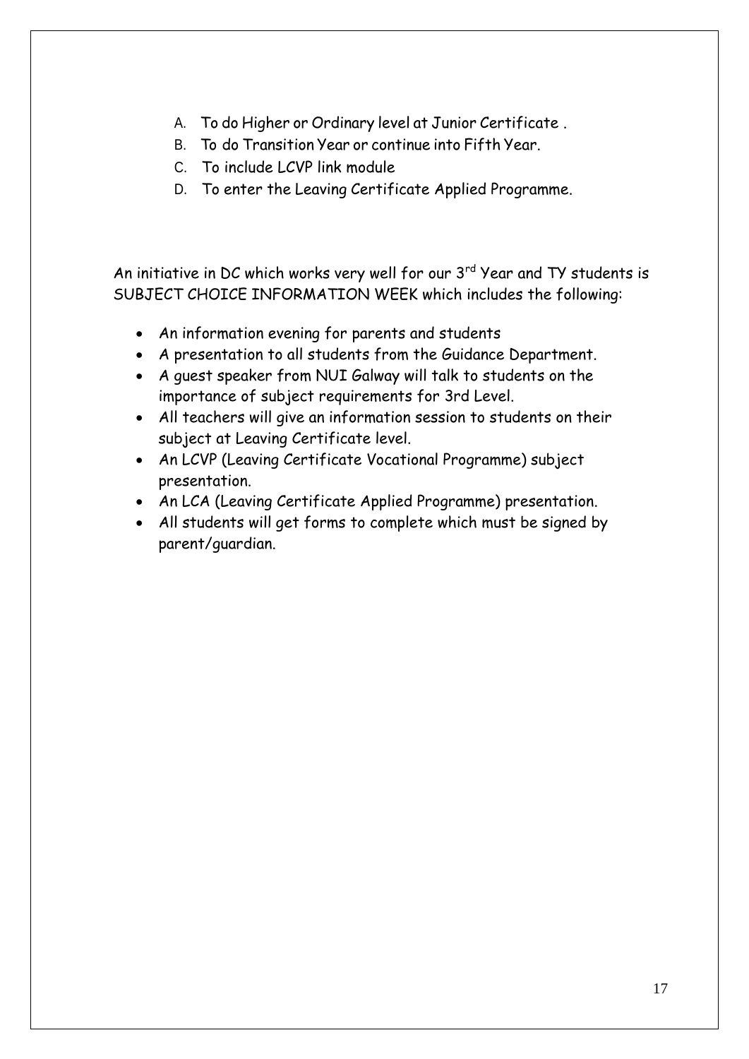A. To do Higher or Ordinary level at Junior Certificate .
B. To do Transition Year or continue into Fifth Year.
C. To include LCVP link module
D. To enter the Leaving Certificate Applied Programme.

An initiative in DC which works very well for our 3rd Year and TY students is SUBJECT CHOICE INFORMATION WEEK which includes the following:

- An information evening for parents and students
- A presentation to all students from the Guidance Department.
- A guest speaker from NUI Galway will talk to students on the importance of subject requirements for 3rd Level.
- All teachers will give an information session to students on their subject at Leaving Certificate level.
- An LCVP (Leaving Certificate Vocational Programme) subject presentation.
- An LCA (Leaving Certificate Applied Programme) presentation.
- All students will get forms to complete which must be signed by parent/guardian.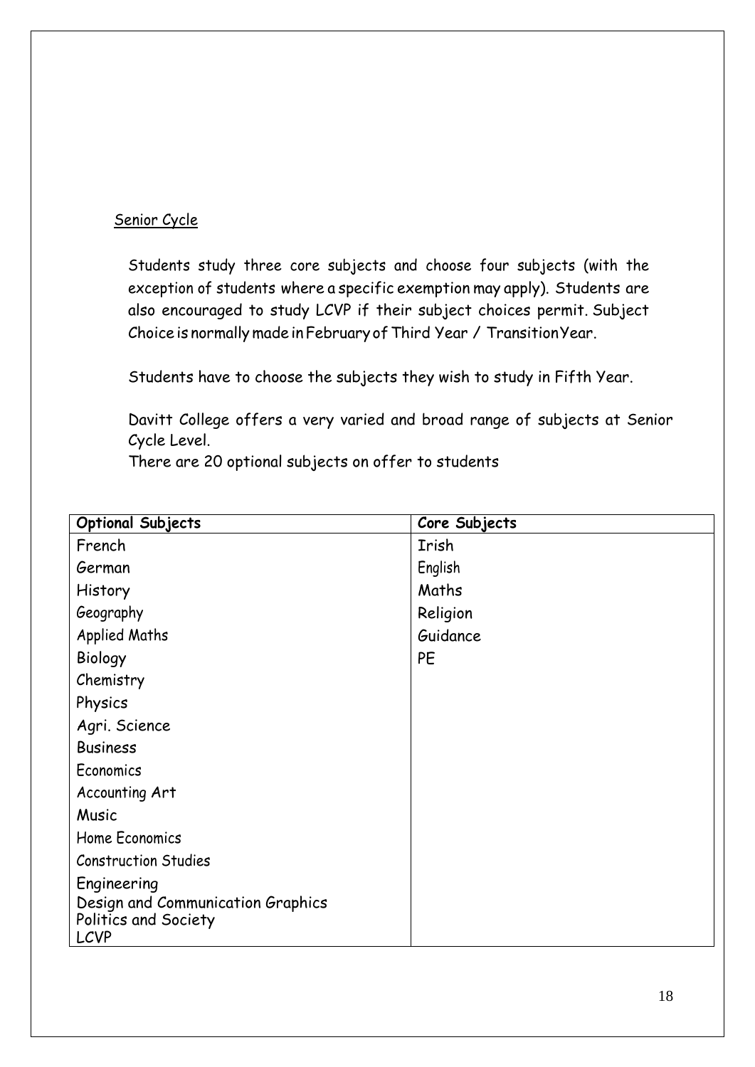Senior Cycle

Students study three core subjects and choose four subjects (with the exception of students where a specific exemption may apply). Students are also encouraged to study LCVP if their subject choices permit. Subject Choice is normally made in February of Third Year / Transition Year.

Students have to choose the subjects they wish to study in Fifth Year.

Davitt College offers a very varied and broad range of subjects at Senior Cycle Level.
There are 20 optional subjects on offer to students

| **Optional Subjects** | **Core Subjects** |
| --- | --- |
| French | Irish |
| German | English |
| History | Maths |
| Geography | Religion |
| Applied Maths | Guidance |
| Biology | PE |
| Chemistry | |
| Physics | |
| Agri. Science | |
| Business | |
| Economics | |
| Accounting Art | |
| Music | |
| Home Economics | |
| Construction Studies | |
| Engineering | |
| Design and Communication Graphics | |
| Politics and Society | |
| LCVP | |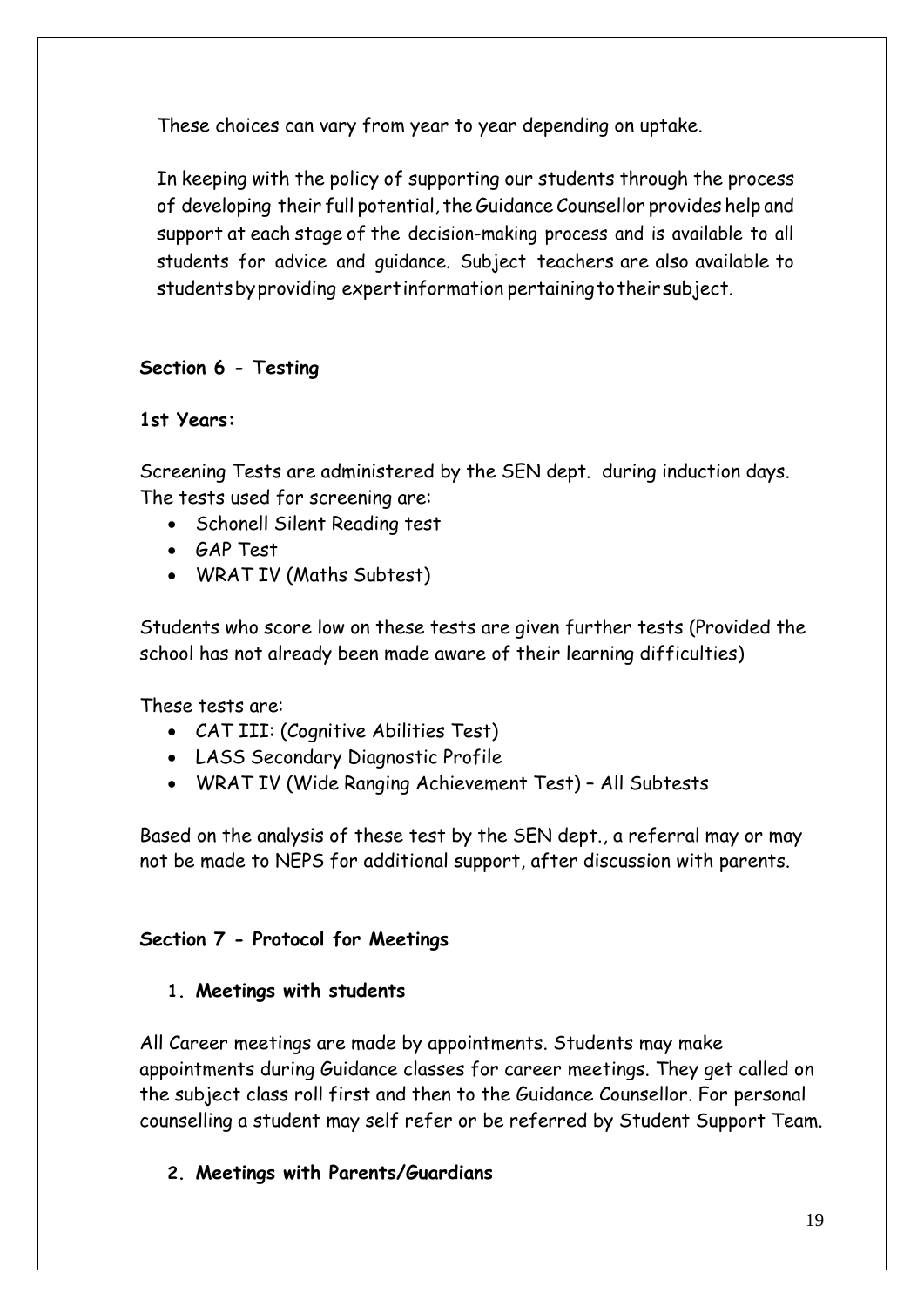These choices can vary from year to year depending on uptake.

In keeping with the policy of supporting our students through the process of developing their full potential, the Guidance Counsellor provides help and support at each stage of the decision-making process and is available to all students for advice and guidance. Subject teachers are also available to students by providing expert information pertaining to their subject.

## Section 6 - Testing

### 1st Years:

Screening Tests are administered by the SEN dept. during induction days. The tests used for screening are:

- Schonell Silent Reading test
- GAP Test
- WRAT IV (Maths Subtest)

Students who score low on these tests are given further tests (Provided the school has not already been made aware of their learning difficulties)

These tests are:

- CAT III: (Cognitive Abilities Test)
- LASS Secondary Diagnostic Profile
- WRAT IV (Wide Ranging Achievement Test) – All Subtests

Based on the analysis of these test by the SEN dept., a referral may or may not be made to NEPS for additional support, after discussion with parents.

## Section 7 - Protocol for Meetings

### 1. Meetings with students

All Career meetings are made by appointments. Students may make appointments during Guidance classes for career meetings. They get called on the subject class roll first and then to the Guidance Counsellor. For personal counselling a student may self refer or be referred by Student Support Team.

### 2. Meetings with Parents/Guardians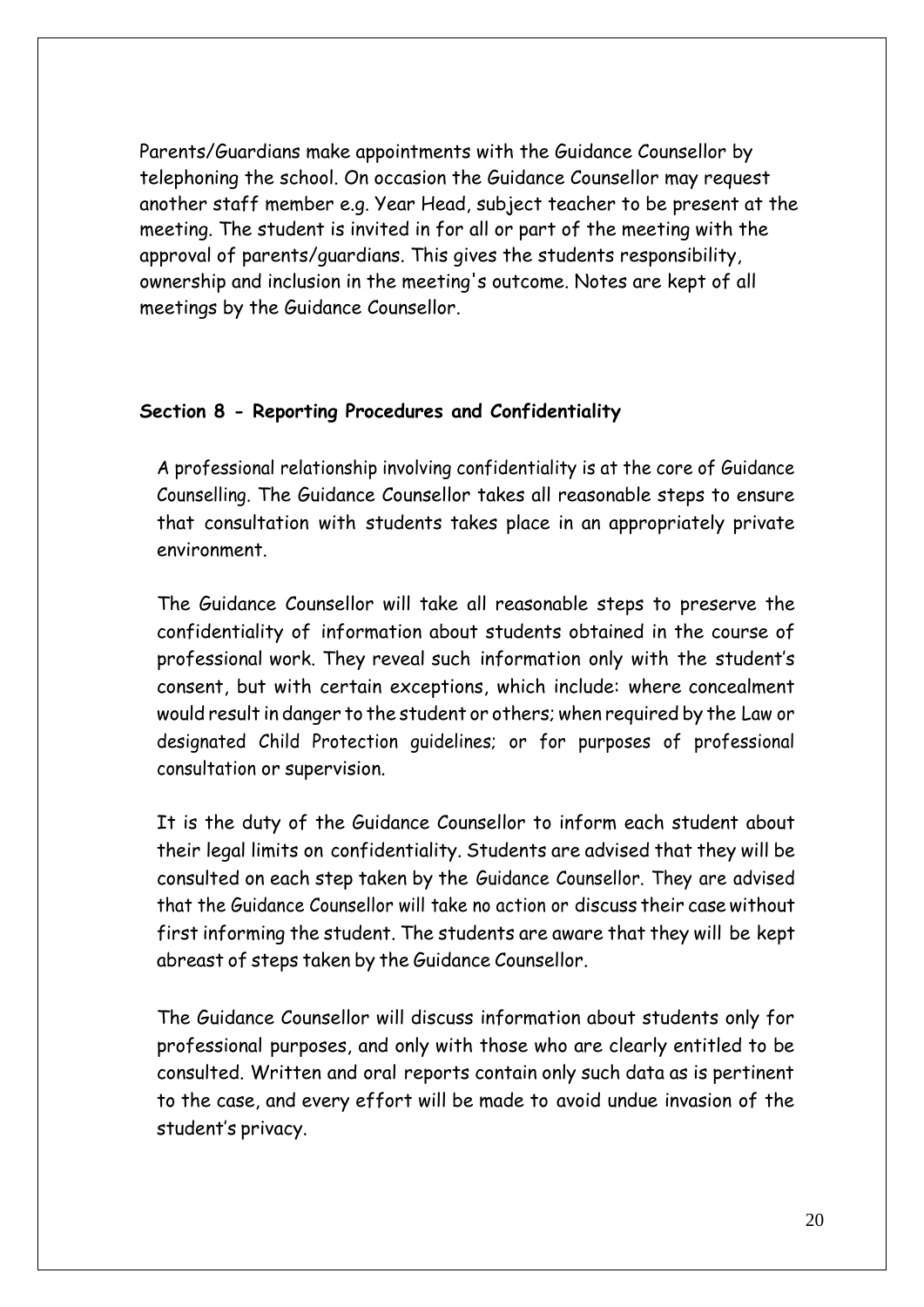Parents/Guardians make appointments with the Guidance Counsellor by telephoning the school. On occasion the Guidance Counsellor may request another staff member e.g. Year Head, subject teacher to be present at the meeting. The student is invited in for all or part of the meeting with the approval of parents/guardians. This gives the students responsibility, ownership and inclusion in the meeting's outcome. Notes are kept of all meetings by the Guidance Counsellor.

### Section 8 - Reporting Procedures and Confidentiality

A professional relationship involving confidentiality is at the core of Guidance Counselling. The Guidance Counsellor takes all reasonable steps to ensure that consultation with students takes place in an appropriately private environment.

The Guidance Counsellor will take all reasonable steps to preserve the confidentiality of information about students obtained in the course of professional work. They reveal such information only with the student's consent, but with certain exceptions, which include: where concealment would result in danger to the student or others; when required by the Law or designated Child Protection guidelines; or for purposes of professional consultation or supervision.

It is the duty of the Guidance Counsellor to inform each student about their legal limits on confidentiality. Students are advised that they will be consulted on each step taken by the Guidance Counsellor. They are advised that the Guidance Counsellor will take no action or discuss their case without first informing the student. The students are aware that they will be kept abreast of steps taken by the Guidance Counsellor.

The Guidance Counsellor will discuss information about students only for professional purposes, and only with those who are clearly entitled to be consulted. Written and oral reports contain only such data as is pertinent to the case, and every effort will be made to avoid undue invasion of the student's privacy.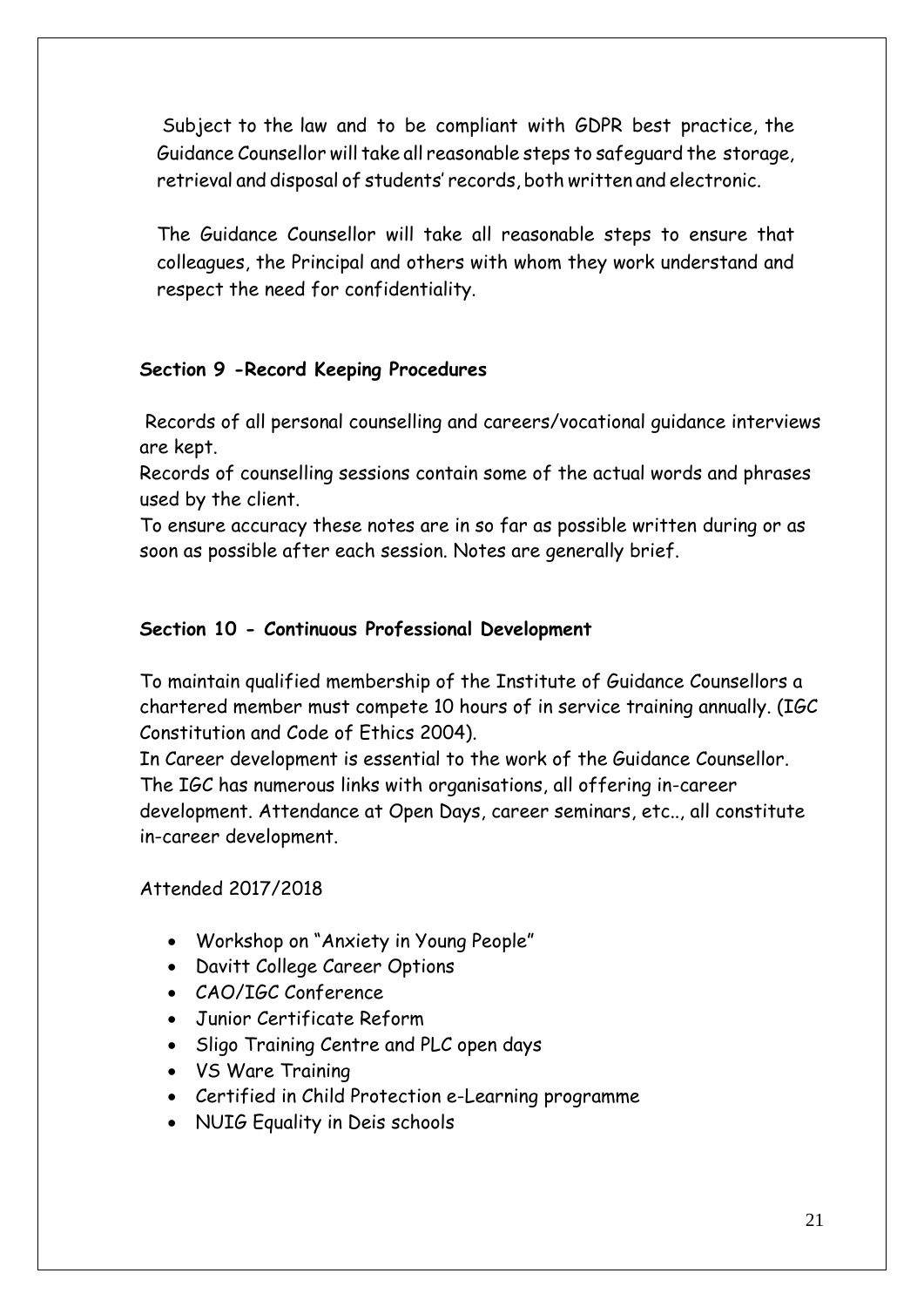Subject to the law and to be compliant with GDPR best practice, the Guidance Counsellor will take all reasonable steps to safeguard the storage, retrieval and disposal of students' records, both written and electronic.

The Guidance Counsellor will take all reasonable steps to ensure that colleagues, the Principal and others with whom they work understand and respect the need for confidentiality.

**Section 9 -Record Keeping Procedures**

Records of all personal counselling and careers/vocational guidance interviews are kept.
Records of counselling sessions contain some of the actual words and phrases used by the client.
To ensure accuracy these notes are in so far as possible written during or as soon as possible after each session. Notes are generally brief.

**Section 10 - Continuous Professional Development**

To maintain qualified membership of the Institute of Guidance Counsellors a chartered member must compete 10 hours of in service training annually. (IGC Constitution and Code of Ethics 2004).
In Career development is essential to the work of the Guidance Counsellor. The IGC has numerous links with organisations, all offering in-career development. Attendance at Open Days, career seminars, etc.., all constitute in-career development.

Attended 2017/2018

- Workshop on "Anxiety in Young People"
- Davitt College Career Options
- CAO/IGC Conference
- Junior Certificate Reform
- Sligo Training Centre and PLC open days
- VS Ware Training
- Certified in Child Protection e-Learning programme
- NUIG Equality in Deis schools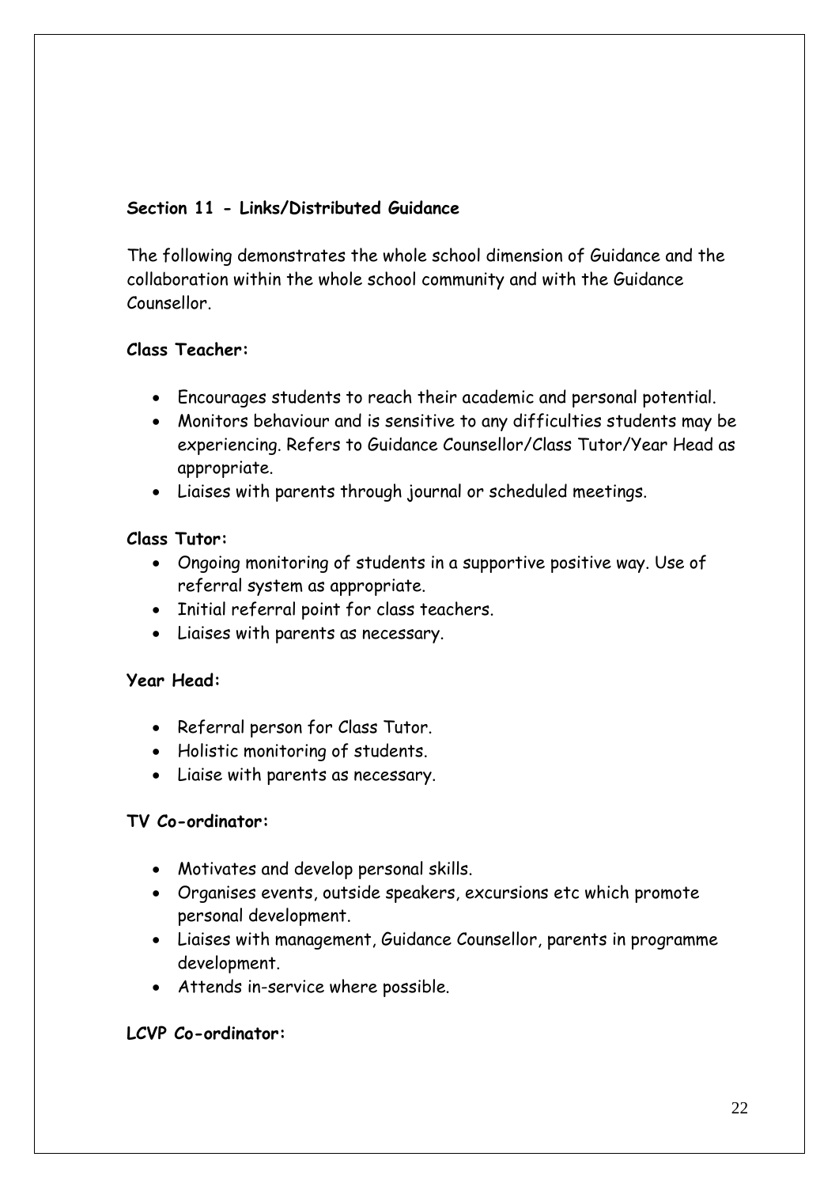## Section 11 - Links/Distributed Guidance

The following demonstrates the whole school dimension of Guidance and the collaboration within the whole school community and with the Guidance Counsellor.

**Class Teacher:**

- Encourages students to reach their academic and personal potential.
- Monitors behaviour and is sensitive to any difficulties students may be experiencing. Refers to Guidance Counsellor/Class Tutor/Year Head as appropriate.
- Liaises with parents through journal or scheduled meetings.

**Class Tutor:**

- Ongoing monitoring of students in a supportive positive way. Use of referral system as appropriate.
- Initial referral point for class teachers.
- Liaises with parents as necessary.

**Year Head:**

- Referral person for Class Tutor.
- Holistic monitoring of students.
- Liaise with parents as necessary.

**TV Co-ordinator:**

- Motivates and develop personal skills.
- Organises events, outside speakers, excursions etc which promote personal development.
- Liaises with management, Guidance Counsellor, parents in programme development.
- Attends in-service where possible.

**LCVP Co-ordinator:**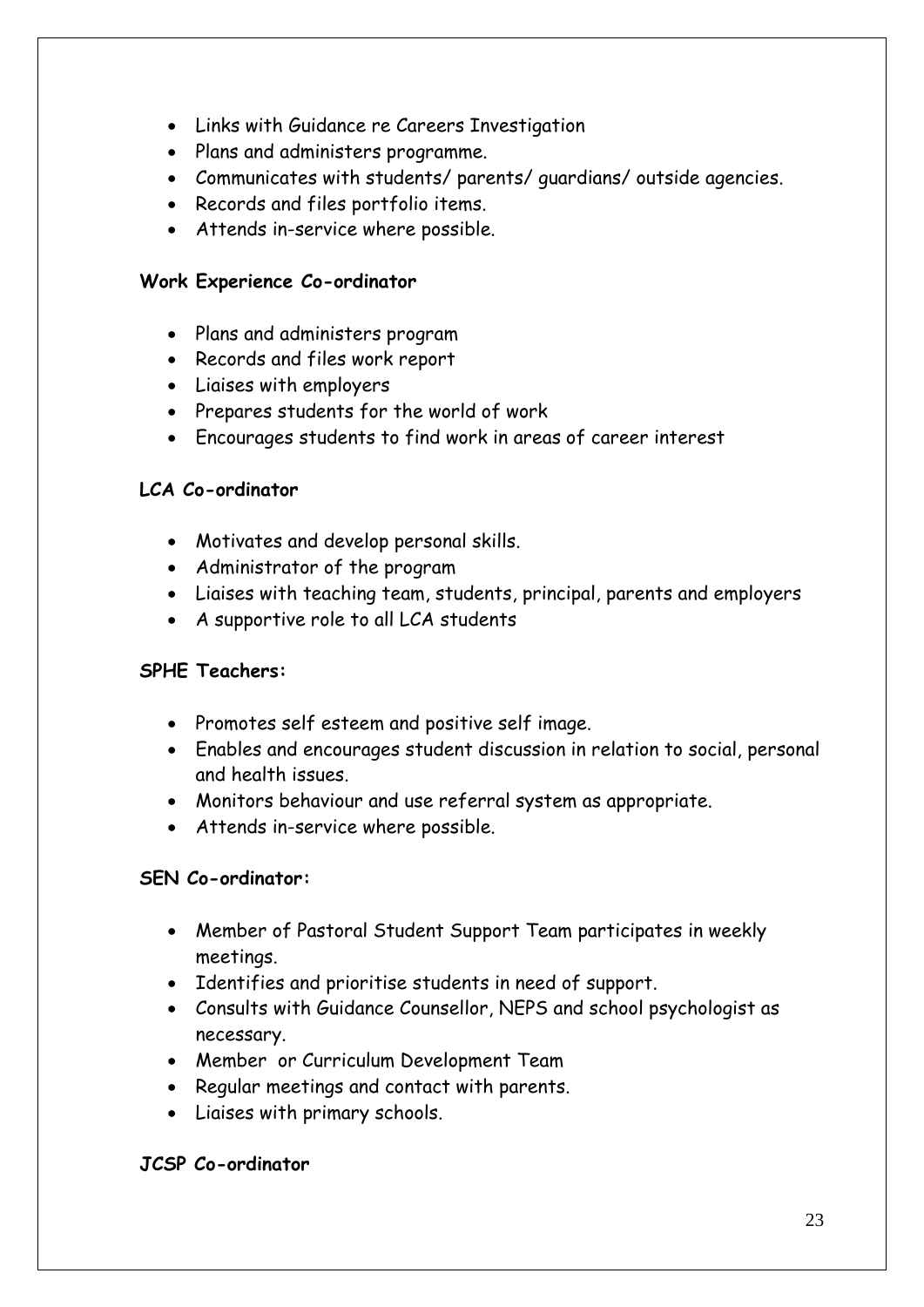- Links with Guidance re Careers Investigation
- Plans and administers programme.
- Communicates with students/ parents/ guardians/ outside agencies.
- Records and files portfolio items.
- Attends in-service where possible.

**Work Experience Co-ordinator**

- Plans and administers program
- Records and files work report
- Liaises with employers
- Prepares students for the world of work
- Encourages students to find work in areas of career interest

**LCA Co-ordinator**

- Motivates and develop personal skills.
- Administrator of the program
- Liaises with teaching team, students, principal, parents and employers
- A supportive role to all LCA students

**SPHE Teachers:**

- Promotes self esteem and positive self image.
- Enables and encourages student discussion in relation to social, personal and health issues.
- Monitors behaviour and use referral system as appropriate.
- Attends in-service where possible.

**SEN Co-ordinator:**

- Member of Pastoral Student Support Team participates in weekly meetings.
- Identifies and prioritise students in need of support.
- Consults with Guidance Counsellor, NEPS and school psychologist as necessary.
- Member or Curriculum Development Team
- Regular meetings and contact with parents.
- Liaises with primary schools.

**JCSP Co-ordinator**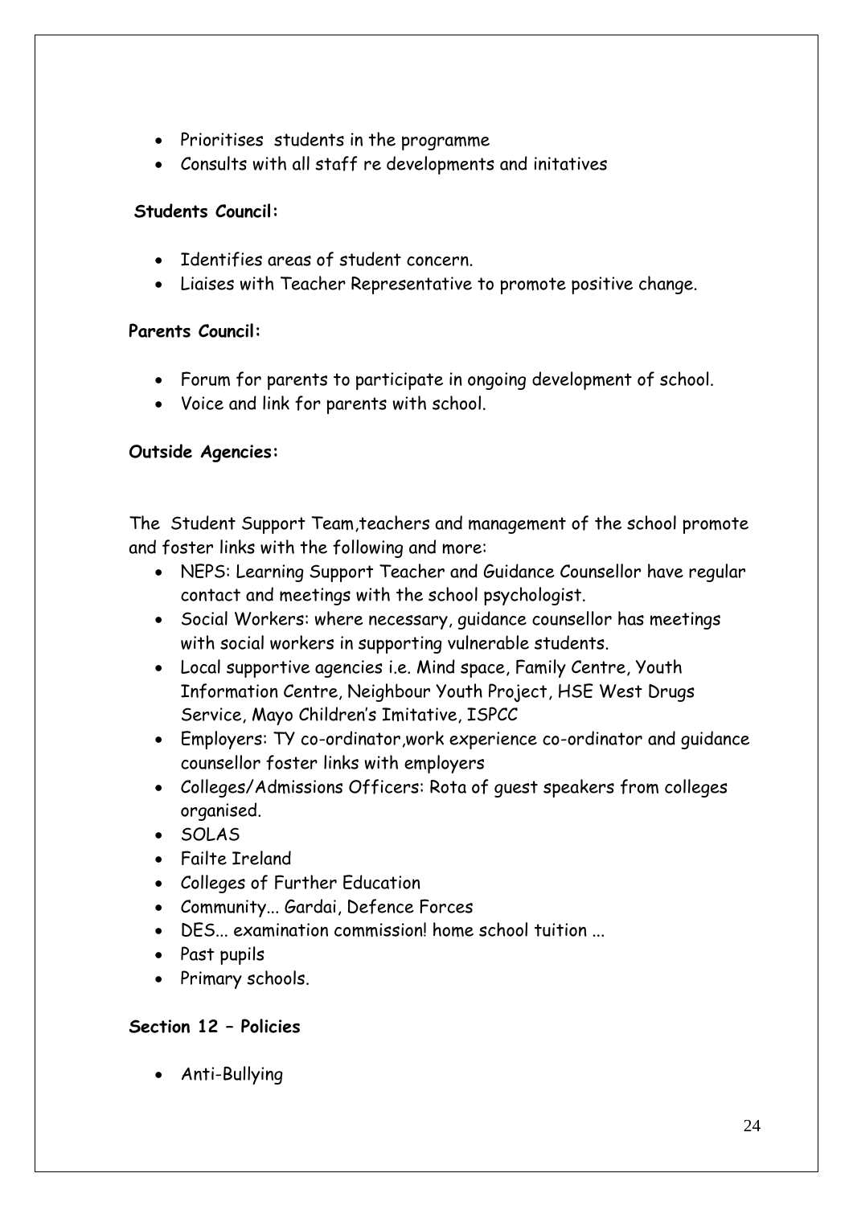- Prioritises students in the programme
- Consults with all staff re developments and initatives

**Students Council:**

- Identifies areas of student concern.
- Liaises with Teacher Representative to promote positive change.

**Parents Council:**

- Forum for parents to participate in ongoing development of school.
- Voice and link for parents with school.

**Outside Agencies:**

The Student Support Team,teachers and management of the school promote and foster links with the following and more:

- NEPS: Learning Support Teacher and Guidance Counsellor have regular contact and meetings with the school psychologist.
- Social Workers: where necessary, guidance counsellor has meetings with social workers in supporting vulnerable students.
- Local supportive agencies i.e. Mind space, Family Centre, Youth Information Centre, Neighbour Youth Project, HSE West Drugs Service, Mayo Children's Imitative, ISPCC
- Employers: TY co-ordinator,work experience co-ordinator and guidance counsellor foster links with employers
- Colleges/Admissions Officers: Rota of guest speakers from colleges organised.
- SOLAS
- Failte Ireland
- Colleges of Further Education
- Community... Gardai, Defence Forces
- DES... examination commission! home school tuition ...
- Past pupils
- Primary schools.

**Section 12 – Policies**

- Anti-Bullying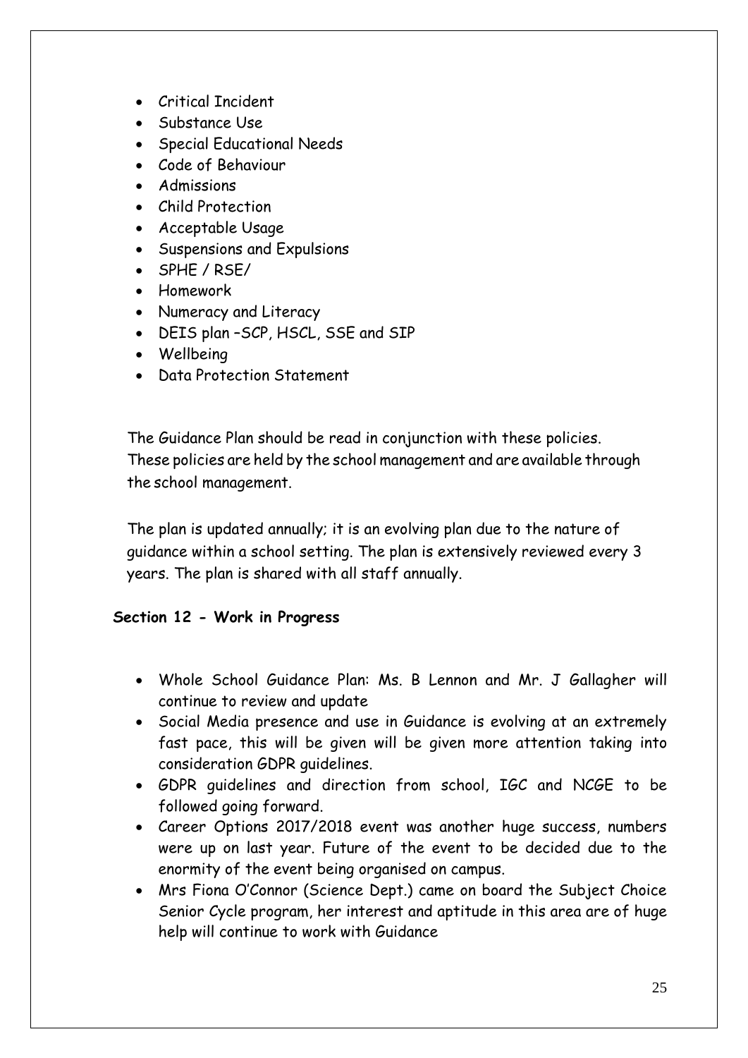- Critical Incident
- Substance Use
- Special Educational Needs
- Code of Behaviour
- Admissions
- Child Protection
- Acceptable Usage
- Suspensions and Expulsions
- SPHE / RSE/
- Homework
- Numeracy and Literacy
- DEIS plan –SCP, HSCL, SSE and SIP
- Wellbeing
- Data Protection Statement

The Guidance Plan should be read in conjunction with these policies. These policies are held by the school management and are available through the school management.

The plan is updated annually; it is an evolving plan due to the nature of guidance within a school setting. The plan is extensively reviewed every 3 years. The plan is shared with all staff annually.

**Section 12 - Work in Progress**

- Whole School Guidance Plan: Ms. B Lennon and Mr. J Gallagher will continue to review and update
- Social Media presence and use in Guidance is evolving at an extremely fast pace, this will be given will be given more attention taking into consideration GDPR guidelines.
- GDPR guidelines and direction from school, IGC and NCGE to be followed going forward.
- Career Options 2017/2018 event was another huge success, numbers were up on last year. Future of the event to be decided due to the enormity of the event being organised on campus.
- Mrs Fiona O'Connor (Science Dept.) came on board the Subject Choice Senior Cycle program, her interest and aptitude in this area are of huge help will continue to work with Guidance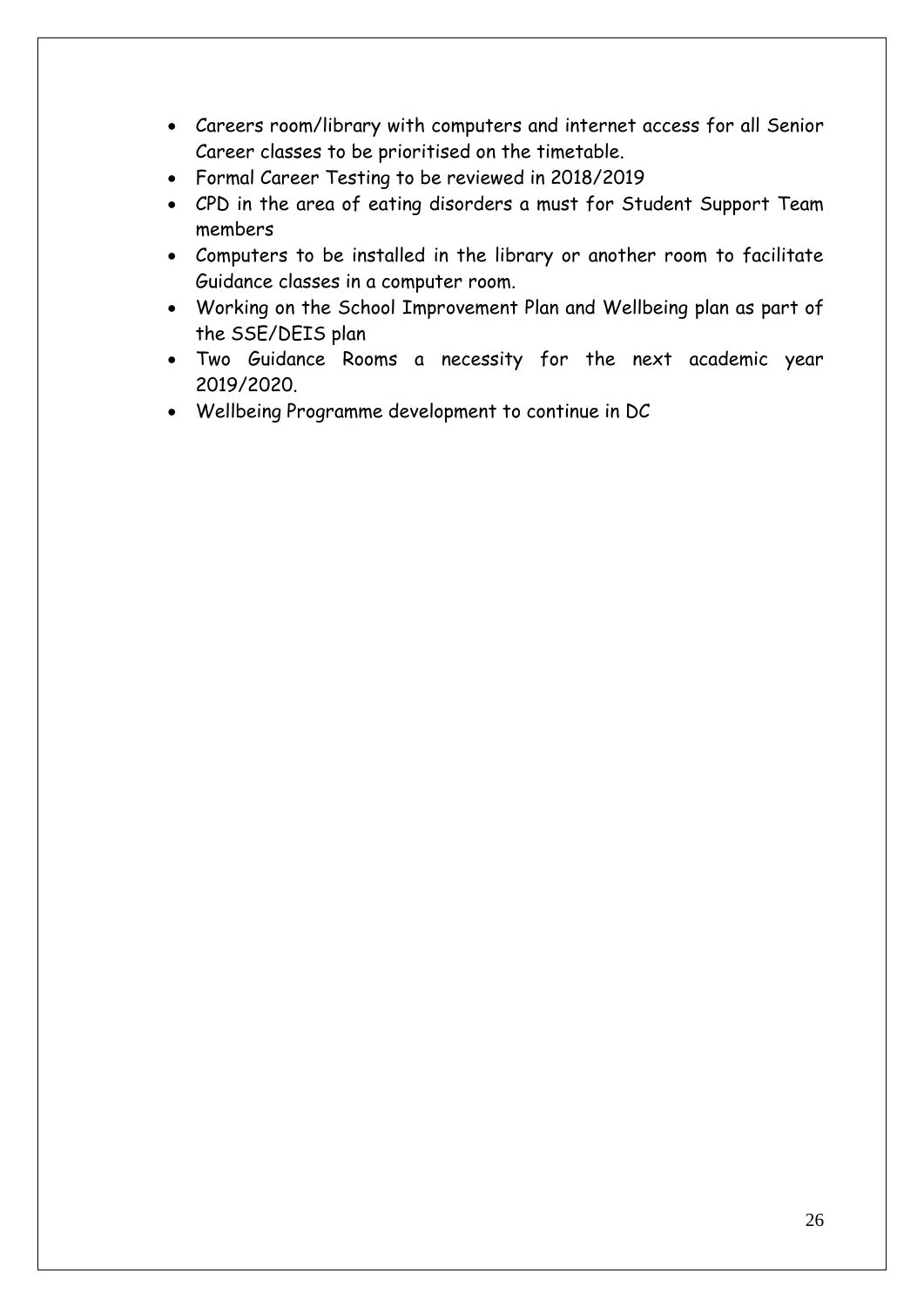- Careers room/library with computers and internet access for all Senior Career classes to be prioritised on the timetable.
- Formal Career Testing to be reviewed in 2018/2019
- CPD in the area of eating disorders a must for Student Support Team members
- Computers to be installed in the library or another room to facilitate Guidance classes in a computer room.
- Working on the School Improvement Plan and Wellbeing plan as part of the SSE/DEIS plan
- Two Guidance Rooms a necessity for the next academic year 2019/2020.
- Wellbeing Programme development to continue in DC